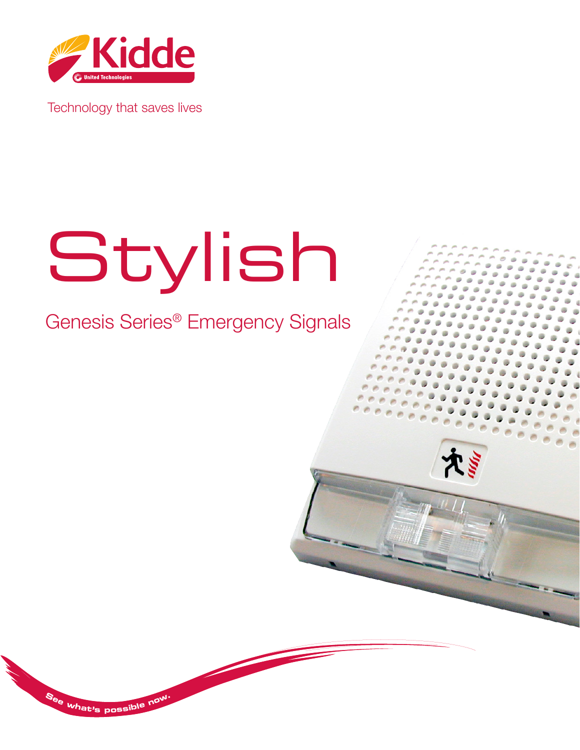Kidde

United Technologies

Technology that saves lives

# Stylish

## Genesis Series® Emergency Signals

See what's possible now.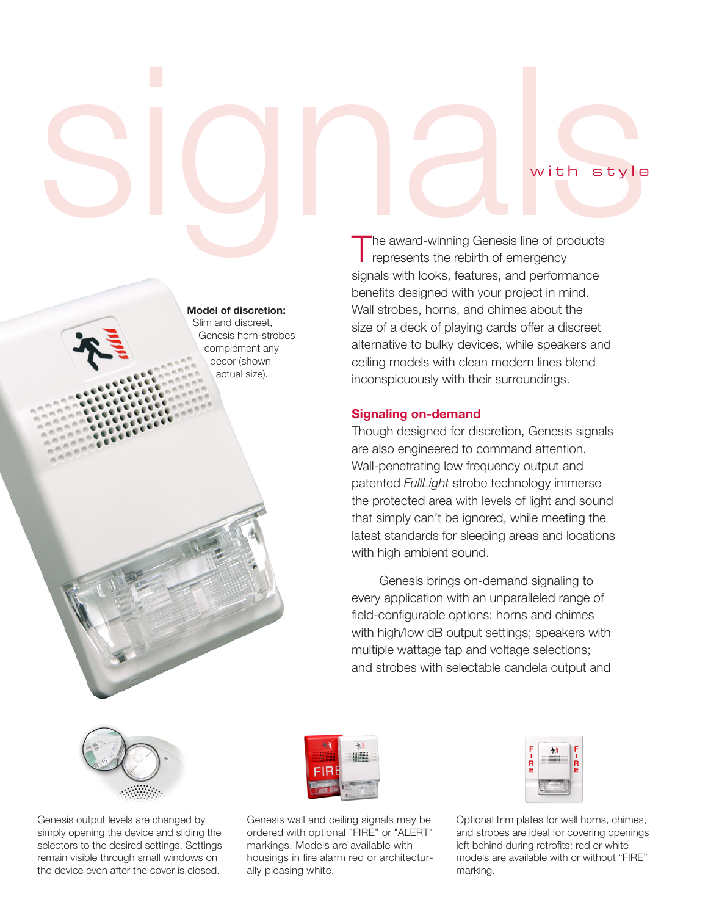# signals *with style*

**Model of discretion:** Slim and discreet, Genesis horn-strobes complement any decor (shown actual size).

The award-winning Genesis line of products represents the rebirth of emergency signals with looks, features, and performance benefits designed with your project in mind. Wall strobes, horns, and chimes about the size of a deck of playing cards offer a discreet alternative to bulky devices, while speakers and ceiling models with clean modern lines blend inconspicuously with their surroundings.

## Signaling on-demand

Though designed for discretion, Genesis signals are also engineered to command attention. Wall-penetrating low frequency output and patented *FullLight* strobe technology immerse the protected area with levels of light and sound that simply can't be ignored, while meeting the latest standards for sleeping areas and locations with high ambient sound.

Genesis brings on-demand signaling to every application with an unparalleled range of field-configurable options: horns and chimes with high/low dB output settings; speakers with multiple wattage tap and voltage selections; and strobes with selectable candela output and

Genesis output levels are changed by simply opening the device and sliding the selectors to the desired settings. Settings remain visible through small windows on the device even after the cover is closed.

Genesis wall and ceiling signals may be ordered with optional "FIRE" or "ALERT" markings. Models are available with housings in fire alarm red or architecturally pleasing white.

Optional trim plates for wall horns, chimes, and strobes are ideal for covering openings left behind during retrofits; red or white models are available with or without "FIRE" marking.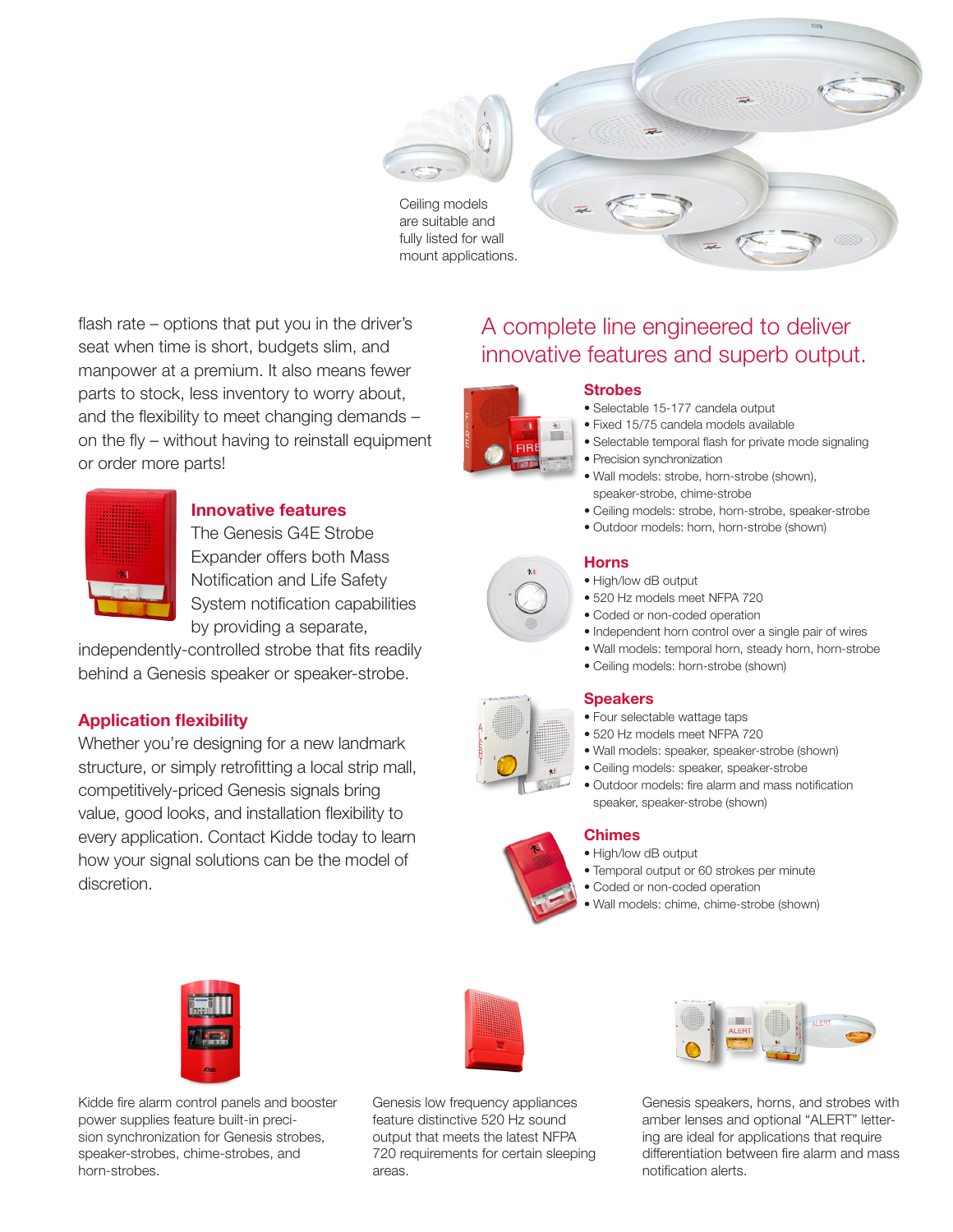Ceiling models are suitable and fully listed for wall mount applications.

flash rate – options that put you in the driver's seat when time is short, budgets slim, and manpower at a premium. It also means fewer parts to stock, less inventory to worry about, and the flexibility to meet changing demands – on the fly – without having to reinstall equipment or order more parts!

### Innovative features

The Genesis G4E Strobe Expander offers both Mass Notification and Life Safety System notification capabilities by providing a separate, independently-controlled strobe that fits readily behind a Genesis speaker or speaker-strobe.

### Application flexibility

Whether you're designing for a new landmark structure, or simply retrofitting a local strip mall, competitively-priced Genesis signals bring value, good looks, and installation flexibility to every application. Contact Kidde today to learn how your signal solutions can be the model of discretion.

## A complete line engineered to deliver innovative features and superb output.

### Strobes

- Selectable 15-177 candela output
- Fixed 15/75 candela models available
- Selectable temporal flash for private mode signaling
- Precision synchronization
- Wall models: strobe, horn-strobe (shown), speaker-strobe, chime-strobe
- Ceiling models: strobe, horn-strobe, speaker-strobe
- Outdoor models: horn, horn-strobe (shown)

### Horns

- High/low dB output
- 520 Hz models meet NFPA 720
- Coded or non-coded operation
- Independent horn control over a single pair of wires
- Wall models: temporal horn, steady horn, horn-strobe
- Ceiling models: horn-strobe (shown)

### Speakers

- Four selectable wattage taps
- 520 Hz models meet NFPA 720
- Wall models: speaker, speaker-strobe (shown)
- Ceiling models: speaker, speaker-strobe
- Outdoor models: fire alarm and mass notification speaker, speaker-strobe (shown)

### Chimes

- High/low dB output
- Temporal output or 60 strokes per minute
- Coded or non-coded operation
- Wall models: chime, chime-strobe (shown)

Kidde fire alarm control panels and booster power supplies feature built-in precision synchronization for Genesis strobes, speaker-strobes, chime-strobes, and horn-strobes.

Genesis low frequency appliances feature distinctive 520 Hz sound output that meets the latest NFPA 720 requirements for certain sleeping areas.

Genesis speakers, horns, and strobes with amber lenses and optional "ALERT" lettering are ideal for applications that require differentiation between fire alarm and mass notification alerts.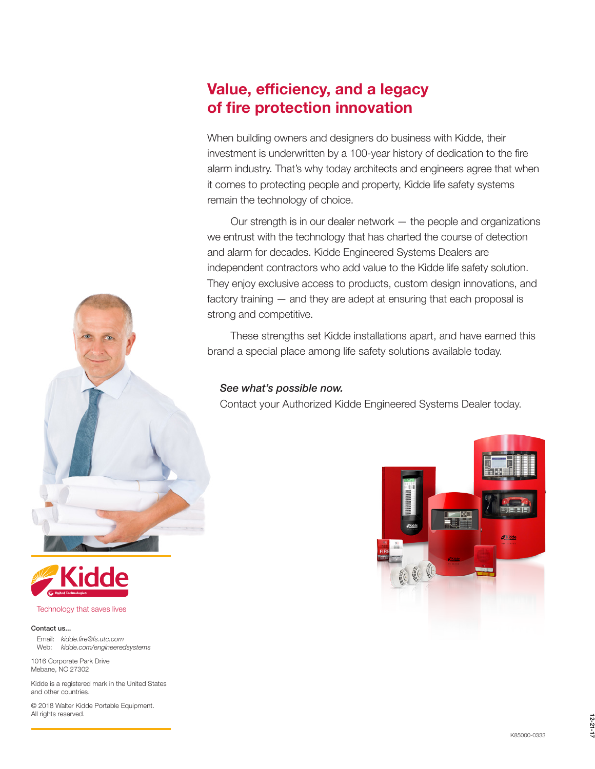## Value, efficiency, and a legacy of fire protection innovation

When building owners and designers do business with Kidde, their investment is underwritten by a 100-year history of dedication to the fire alarm industry. That's why today architects and engineers agree that when it comes to protecting people and property, Kidde life safety systems remain the technology of choice.

Our strength is in our dealer network — the people and organizations we entrust with the technology that has charted the course of detection and alarm for decades. Kidde Engineered Systems Dealers are independent contractors who add value to the Kidde life safety solution. They enjoy exclusive access to products, custom design innovations, and factory training — and they are adept at ensuring that each proposal is strong and competitive.

These strengths set Kidde installations apart, and have earned this brand a special place among life safety solutions available today.

***See what's possible now.***
Contact your Authorized Kidde Engineered Systems Dealer today.

Kidde
United Technologies

Technology that saves lives

**Contact us...**

Email: *kidde.fire@fs.utc.com*
Web: *kidde.com/engineeredsystems*

1016 Corporate Park Drive
Mebane, NC 27302

Kidde is a registered mark in the United States and other countries.

© 2018 Walter Kidde Portable Equipment.
All rights reserved.

K85000-0333

12-21-17